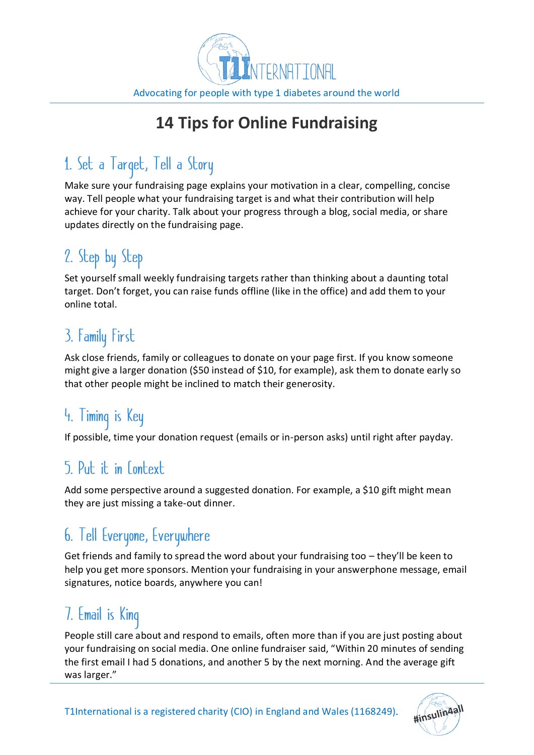T1INTERNATIONAL

Advocating for people with type 1 diabetes around the world

# 14 Tips for Online Fundraising

## 1. Set a Target, Tell a Story

Make sure your fundraising page explains your motivation in a clear, compelling, concise way. Tell people what your fundraising target is and what their contribution will help achieve for your charity. Talk about your progress through a blog, social media, or share updates directly on the fundraising page.

## 2. Step by Step

Set yourself small weekly fundraising targets rather than thinking about a daunting total target. Don't forget, you can raise funds offline (like in the office) and add them to your online total.

## 3. Family First

Ask close friends, family or colleagues to donate on your page first. If you know someone might give a larger donation ($50 instead of $10, for example), ask them to donate early so that other people might be inclined to match their generosity.

## 4. Timing is Key

If possible, time your donation request (emails or in-person asks) until right after payday.

## 5. Put it in Context

Add some perspective around a suggested donation. For example, a $10 gift might mean they are just missing a take-out dinner.

## 6. Tell Everyone, Everywhere

Get friends and family to spread the word about your fundraising too – they'll be keen to help you get more sponsors. Mention your fundraising in your answerphone message, email signatures, notice boards, anywhere you can!

## 7. Email is King

People still care about and respond to emails, often more than if you are just posting about your fundraising on social media. One online fundraiser said, "Within 20 minutes of sending the first email I had 5 donations, and another 5 by the next morning. And the average gift was larger."

T1International is a registered charity (CIO) in England and Wales (1168249).

#insulin4all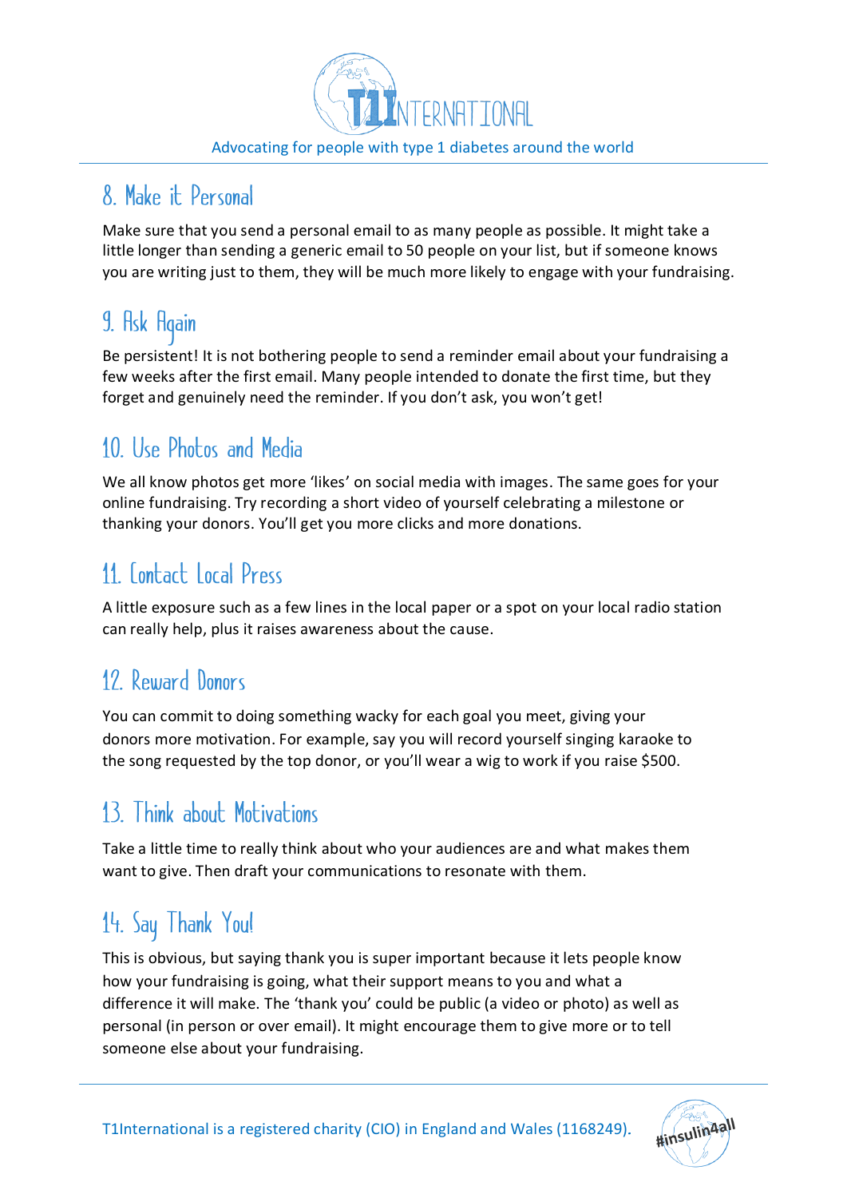## 8. Make it Personal

Make sure that you send a personal email to as many people as possible. It might take a little longer than sending a generic email to 50 people on your list, but if someone knows you are writing just to them, they will be much more likely to engage with your fundraising.

## 9. Ask Again

Be persistent! It is not bothering people to send a reminder email about your fundraising a few weeks after the first email. Many people intended to donate the first time, but they forget and genuinely need the reminder. If you don't ask, you won't get!

## 10. Use Photos and Media

We all know photos get more 'likes' on social media with images. The same goes for your online fundraising. Try recording a short video of yourself celebrating a milestone or thanking your donors. You'll get you more clicks and more donations.

## 11. Contact Local Press

A little exposure such as a few lines in the local paper or a spot on your local radio station can really help, plus it raises awareness about the cause.

## 12. Reward Donors

You can commit to doing something wacky for each goal you meet, giving your donors more motivation. For example, say you will record yourself singing karaoke to the song requested by the top donor, or you'll wear a wig to work if you raise $500.

## 13. Think about Motivations

Take a little time to really think about who your audiences are and what makes them want to give. Then draft your communications to resonate with them.

## 14. Say Thank You!

This is obvious, but saying thank you is super important because it lets people know how your fundraising is going, what their support means to you and what a difference it will make. The 'thank you' could be public (a video or photo) as well as personal (in person or over email). It might encourage them to give more or to tell someone else about your fundraising.